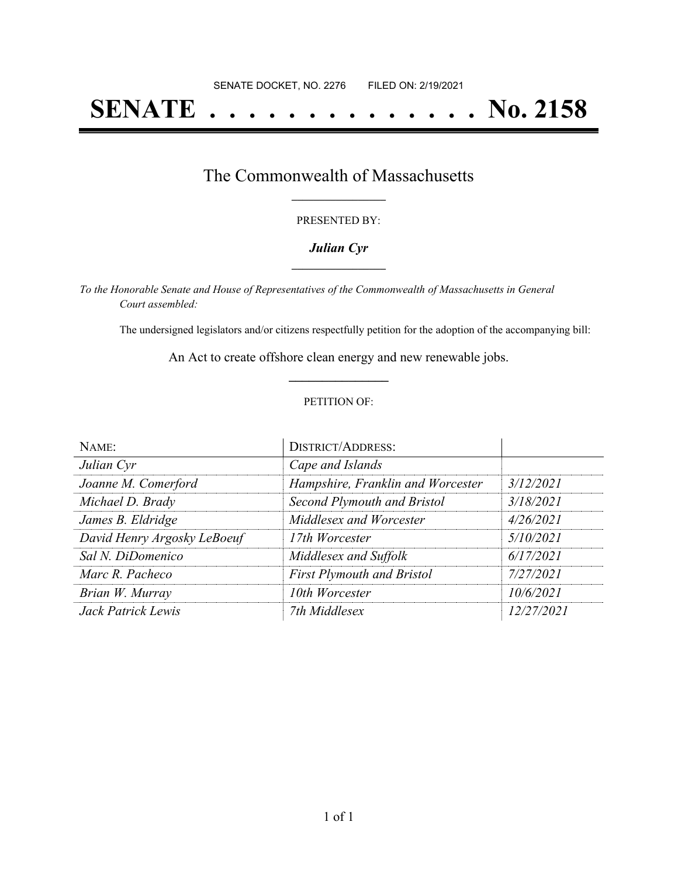SENATE DOCKET, NO. 2276 FILED ON: 2/19/2021

# SENATE . . . . . . . . . . . . . . No. 2158

## The Commonwealth of Massachusetts

PRESENTED BY:

***Julian Cyr***

*To the Honorable Senate and House of Representatives of the Commonwealth of Massachusetts in General Court assembled:*

The undersigned legislators and/or citizens respectfully petition for the adoption of the accompanying bill:

An Act to create offshore clean energy and new renewable jobs.

PETITION OF:

| NAME: | DISTRICT/ADDRESS: | |
|---|---|---|
| *Julian Cyr* | *Cape and Islands* | |
| *Joanne M. Comerford* | *Hampshire, Franklin and Worcester* | *3/12/2021* |
| *Michael D. Brady* | *Second Plymouth and Bristol* | *3/18/2021* |
| *James B. Eldridge* | *Middlesex and Worcester* | *4/26/2021* |
| *David Henry Argosky LeBoeuf* | *17th Worcester* | *5/10/2021* |
| *Sal N. DiDomenico* | *Middlesex and Suffolk* | *6/17/2021* |
| *Marc R. Pacheco* | *First Plymouth and Bristol* | *7/27/2021* |
| *Brian W. Murray* | *10th Worcester* | *10/6/2021* |
| *Jack Patrick Lewis* | *7th Middlesex* | *12/27/2021* |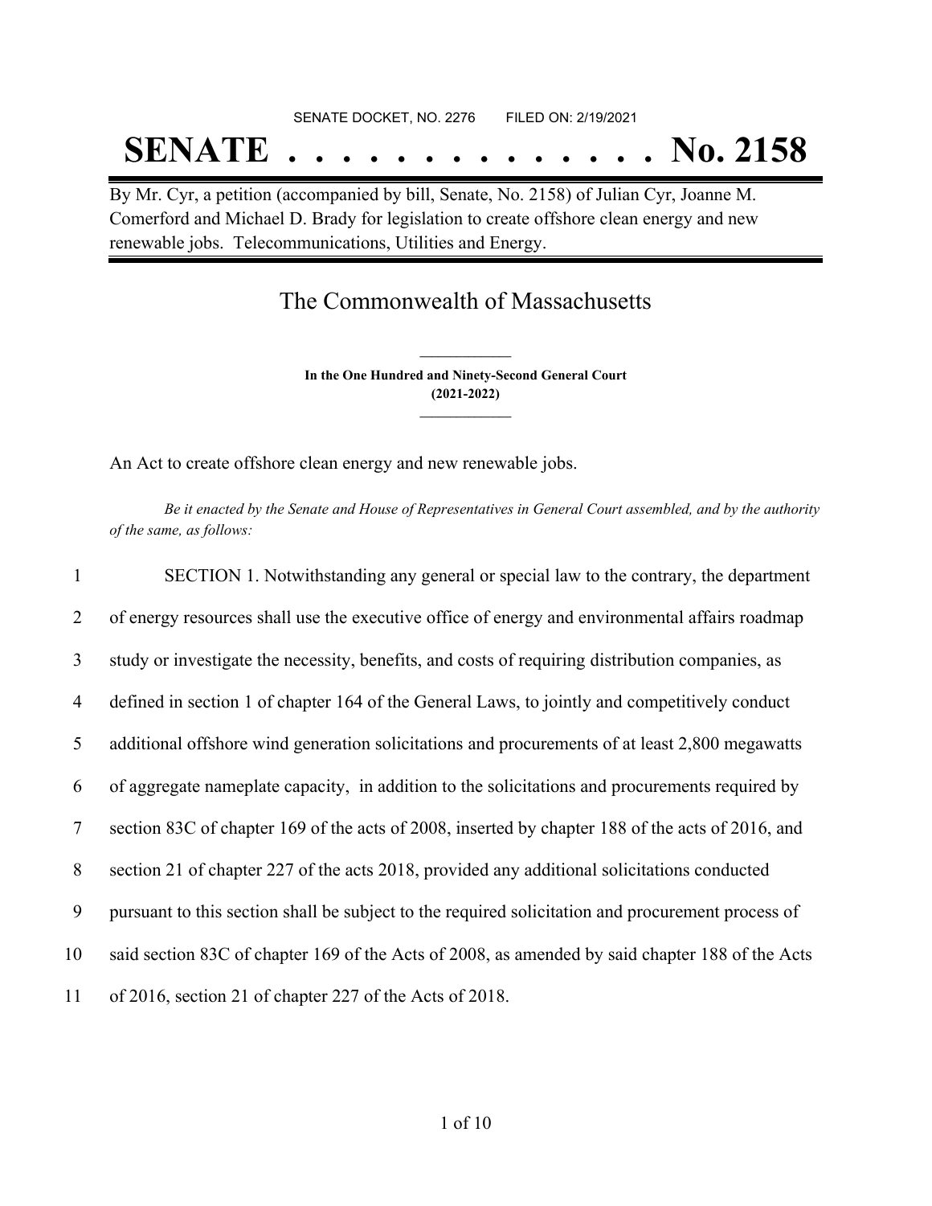SENATE DOCKET, NO. 2276 FILED ON: 2/19/2021

# SENATE . . . . . . . . . . . . . . No. 2158

By Mr. Cyr, a petition (accompanied by bill, Senate, No. 2158) of Julian Cyr, Joanne M. Comerford and Michael D. Brady for legislation to create offshore clean energy and new renewable jobs. Telecommunications, Utilities and Energy.

## The Commonwealth of Massachusetts

**In the One Hundred and Ninety-Second General Court (2021-2022)**

An Act to create offshore clean energy and new renewable jobs.

*Be it enacted by the Senate and House of Representatives in General Court assembled, and by the authority of the same, as follows:*

1 SECTION 1. Notwithstanding any general or special law to the contrary, the department
2 of energy resources shall use the executive office of energy and environmental affairs roadmap
3 study or investigate the necessity, benefits, and costs of requiring distribution companies, as
4 defined in section 1 of chapter 164 of the General Laws, to jointly and competitively conduct
5 additional offshore wind generation solicitations and procurements of at least 2,800 megawatts
6 of aggregate nameplate capacity, in addition to the solicitations and procurements required by
7 section 83C of chapter 169 of the acts of 2008, inserted by chapter 188 of the acts of 2016, and
8 section 21 of chapter 227 of the acts 2018, provided any additional solicitations conducted
9 pursuant to this section shall be subject to the required solicitation and procurement process of
10 said section 83C of chapter 169 of the Acts of 2008, as amended by said chapter 188 of the Acts
11 of 2016, section 21 of chapter 227 of the Acts of 2018.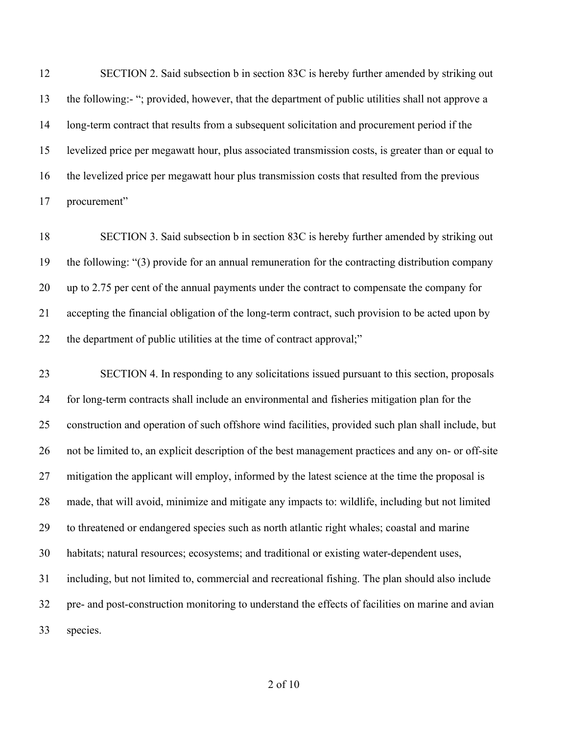SECTION 2. Said subsection b in section 83C is hereby further amended by striking out the following:- "; provided, however, that the department of public utilities shall not approve a long-term contract that results from a subsequent solicitation and procurement period if the levelized price per megawatt hour, plus associated transmission costs, is greater than or equal to the levelized price per megawatt hour plus transmission costs that resulted from the previous procurement"

SECTION 3. Said subsection b in section 83C is hereby further amended by striking out the following: "(3) provide for an annual remuneration for the contracting distribution company up to 2.75 per cent of the annual payments under the contract to compensate the company for accepting the financial obligation of the long-term contract, such provision to be acted upon by the department of public utilities at the time of contract approval;"

SECTION 4. In responding to any solicitations issued pursuant to this section, proposals for long-term contracts shall include an environmental and fisheries mitigation plan for the construction and operation of such offshore wind facilities, provided such plan shall include, but not be limited to, an explicit description of the best management practices and any on- or off-site mitigation the applicant will employ, informed by the latest science at the time the proposal is made, that will avoid, minimize and mitigate any impacts to: wildlife, including but not limited to threatened or endangered species such as north atlantic right whales; coastal and marine habitats; natural resources; ecosystems; and traditional or existing water-dependent uses, including, but not limited to, commercial and recreational fishing. The plan should also include pre- and post-construction monitoring to understand the effects of facilities on marine and avian species.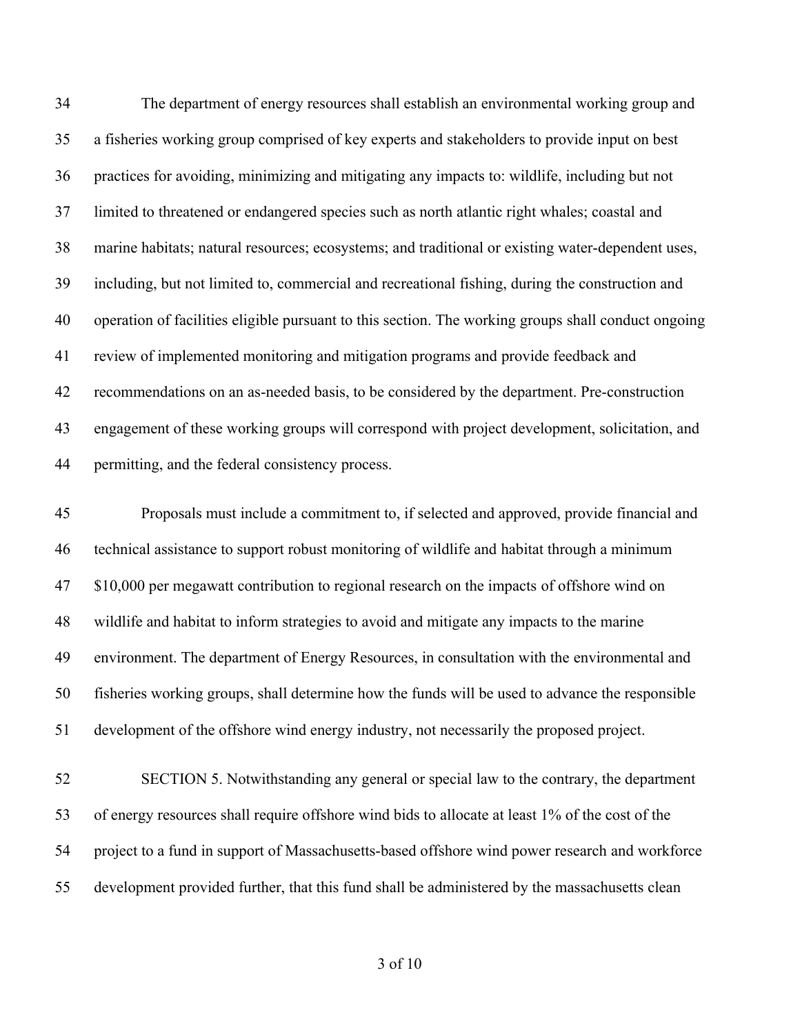The department of energy resources shall establish an environmental working group and a fisheries working group comprised of key experts and stakeholders to provide input on best practices for avoiding, minimizing and mitigating any impacts to: wildlife, including but not limited to threatened or endangered species such as north atlantic right whales; coastal and marine habitats; natural resources; ecosystems; and traditional or existing water-dependent uses, including, but not limited to, commercial and recreational fishing, during the construction and operation of facilities eligible pursuant to this section. The working groups shall conduct ongoing review of implemented monitoring and mitigation programs and provide feedback and recommendations on an as-needed basis, to be considered by the department. Pre-construction engagement of these working groups will correspond with project development, solicitation, and permitting, and the federal consistency process.

Proposals must include a commitment to, if selected and approved, provide financial and technical assistance to support robust monitoring of wildlife and habitat through a minimum $10,000 per megawatt contribution to regional research on the impacts of offshore wind on wildlife and habitat to inform strategies to avoid and mitigate any impacts to the marine environment. The department of Energy Resources, in consultation with the environmental and fisheries working groups, shall determine how the funds will be used to advance the responsible development of the offshore wind energy industry, not necessarily the proposed project.

SECTION 5. Notwithstanding any general or special law to the contrary, the department of energy resources shall require offshore wind bids to allocate at least 1% of the cost of the project to a fund in support of Massachusetts-based offshore wind power research and workforce development provided further, that this fund shall be administered by the massachusetts clean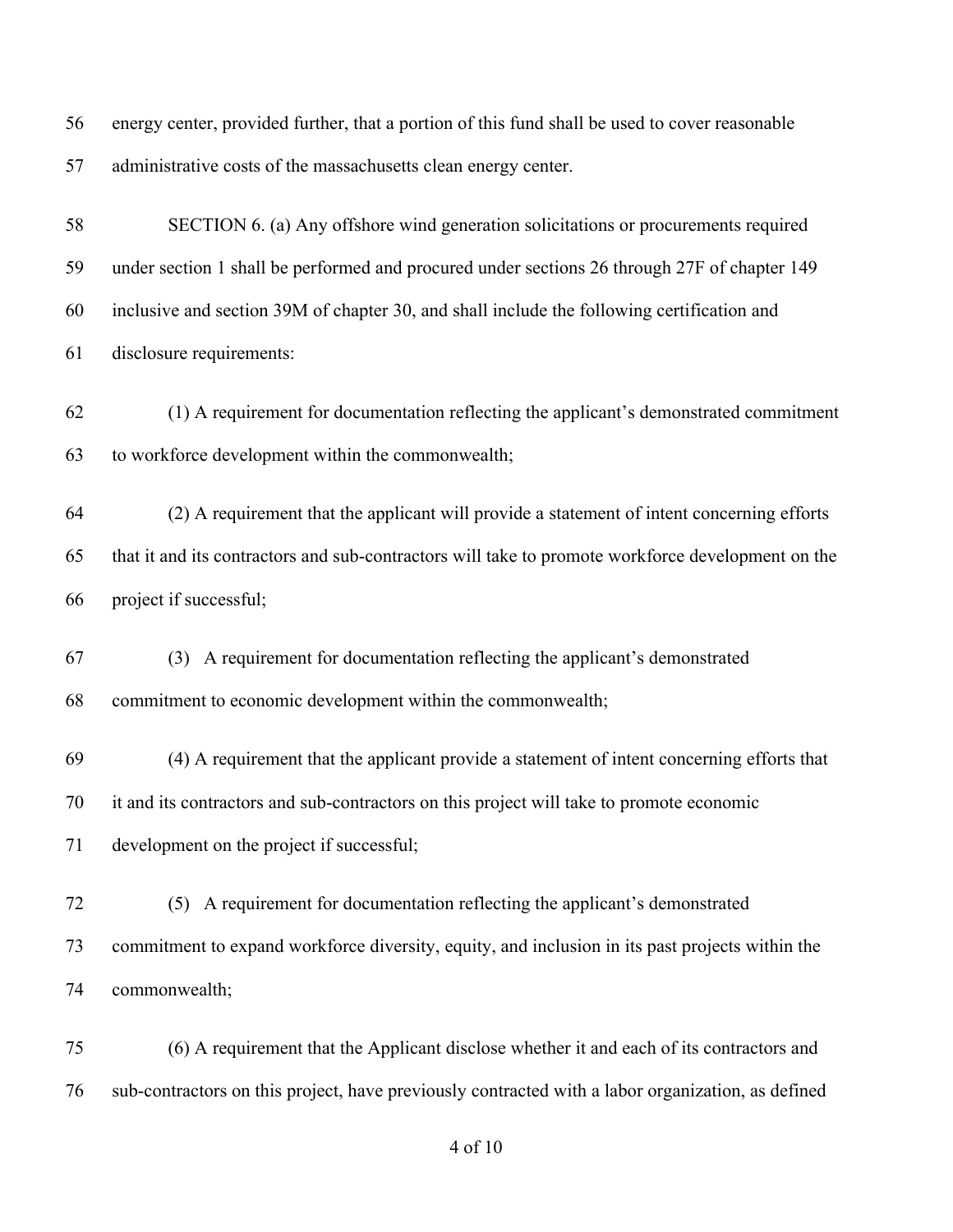energy center, provided further, that a portion of this fund shall be used to cover reasonable administrative costs of the massachusetts clean energy center.

SECTION 6. (a) Any offshore wind generation solicitations or procurements required under section 1 shall be performed and procured under sections 26 through 27F of chapter 149 inclusive and section 39M of chapter 30, and shall include the following certification and disclosure requirements:

(1) A requirement for documentation reflecting the applicant's demonstrated commitment to workforce development within the commonwealth;

(2) A requirement that the applicant will provide a statement of intent concerning efforts that it and its contractors and sub-contractors will take to promote workforce development on the project if successful;

(3) A requirement for documentation reflecting the applicant's demonstrated commitment to economic development within the commonwealth;

(4) A requirement that the applicant provide a statement of intent concerning efforts that it and its contractors and sub-contractors on this project will take to promote economic development on the project if successful;

(5) A requirement for documentation reflecting the applicant's demonstrated commitment to expand workforce diversity, equity, and inclusion in its past projects within the commonwealth;

(6) A requirement that the Applicant disclose whether it and each of its contractors and sub-contractors on this project, have previously contracted with a labor organization, as defined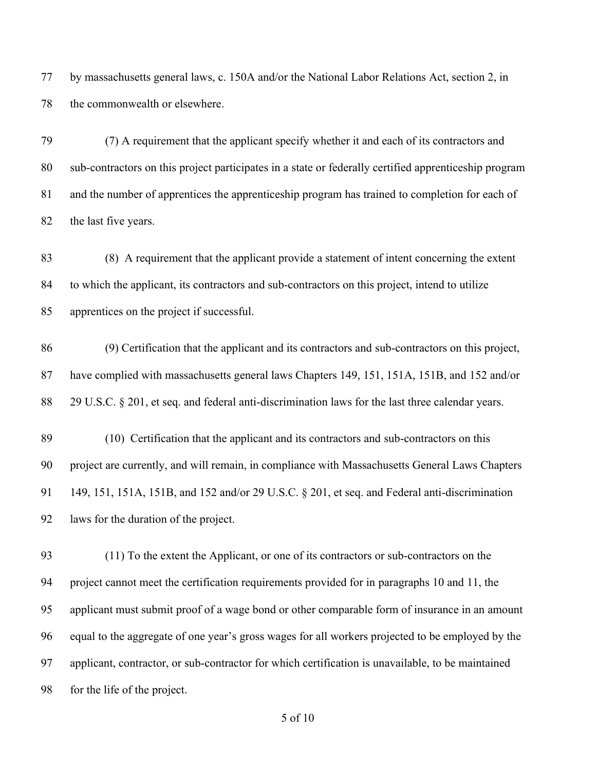by massachusetts general laws, c. 150A and/or the National Labor Relations Act, section 2, in the commonwealth or elsewhere.

(7) A requirement that the applicant specify whether it and each of its contractors and sub-contractors on this project participates in a state or federally certified apprenticeship program and the number of apprentices the apprenticeship program has trained to completion for each of the last five years.

(8) A requirement that the applicant provide a statement of intent concerning the extent to which the applicant, its contractors and sub-contractors on this project, intend to utilize apprentices on the project if successful.

(9) Certification that the applicant and its contractors and sub-contractors on this project, have complied with massachusetts general laws Chapters 149, 151, 151A, 151B, and 152 and/or 29 U.S.C. § 201, et seq. and federal anti-discrimination laws for the last three calendar years.

(10) Certification that the applicant and its contractors and sub-contractors on this project are currently, and will remain, in compliance with Massachusetts General Laws Chapters 149, 151, 151A, 151B, and 152 and/or 29 U.S.C. § 201, et seq. and Federal anti-discrimination laws for the duration of the project.

(11) To the extent the Applicant, or one of its contractors or sub-contractors on the project cannot meet the certification requirements provided for in paragraphs 10 and 11, the applicant must submit proof of a wage bond or other comparable form of insurance in an amount equal to the aggregate of one year's gross wages for all workers projected to be employed by the applicant, contractor, or sub-contractor for which certification is unavailable, to be maintained for the life of the project.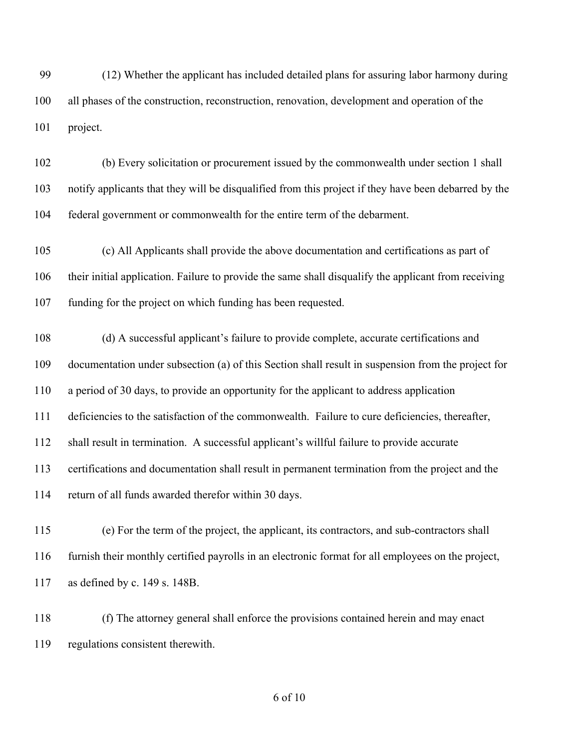(12) Whether the applicant has included detailed plans for assuring labor harmony during all phases of the construction, reconstruction, renovation, development and operation of the project.

(b) Every solicitation or procurement issued by the commonwealth under section 1 shall notify applicants that they will be disqualified from this project if they have been debarred by the federal government or commonwealth for the entire term of the debarment.

(c) All Applicants shall provide the above documentation and certifications as part of their initial application. Failure to provide the same shall disqualify the applicant from receiving funding for the project on which funding has been requested.

(d) A successful applicant's failure to provide complete, accurate certifications and documentation under subsection (a) of this Section shall result in suspension from the project for a period of 30 days, to provide an opportunity for the applicant to address application deficiencies to the satisfaction of the commonwealth. Failure to cure deficiencies, thereafter, shall result in termination. A successful applicant's willful failure to provide accurate certifications and documentation shall result in permanent termination from the project and the return of all funds awarded therefor within 30 days.

(e) For the term of the project, the applicant, its contractors, and sub-contractors shall furnish their monthly certified payrolls in an electronic format for all employees on the project, as defined by c. 149 s. 148B.

(f) The attorney general shall enforce the provisions contained herein and may enact regulations consistent therewith.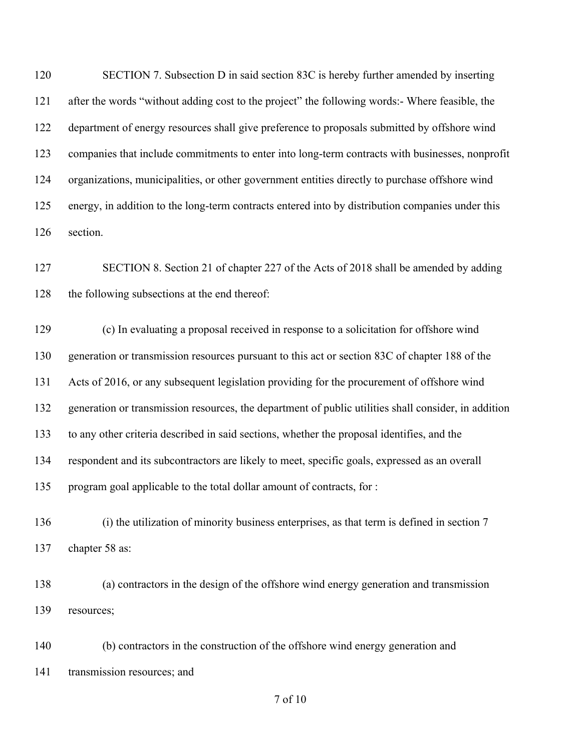SECTION 7. Subsection D in said section 83C is hereby further amended by inserting after the words "without adding cost to the project" the following words:- Where feasible, the department of energy resources shall give preference to proposals submitted by offshore wind companies that include commitments to enter into long-term contracts with businesses, nonprofit organizations, municipalities, or other government entities directly to purchase offshore wind energy, in addition to the long-term contracts entered into by distribution companies under this section.

SECTION 8. Section 21 of chapter 227 of the Acts of 2018 shall be amended by adding the following subsections at the end thereof:

(c) In evaluating a proposal received in response to a solicitation for offshore wind generation or transmission resources pursuant to this act or section 83C of chapter 188 of the Acts of 2016, or any subsequent legislation providing for the procurement of offshore wind generation or transmission resources, the department of public utilities shall consider, in addition to any other criteria described in said sections, whether the proposal identifies, and the respondent and its subcontractors are likely to meet, specific goals, expressed as an overall program goal applicable to the total dollar amount of contracts, for :

(i) the utilization of minority business enterprises, as that term is defined in section 7 chapter 58 as:

(a) contractors in the design of the offshore wind energy generation and transmission resources;

(b) contractors in the construction of the offshore wind energy generation and transmission resources; and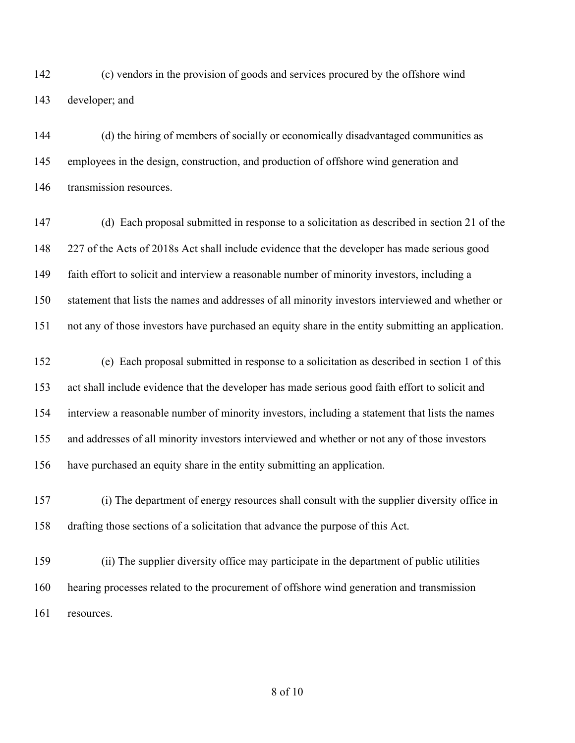(c) vendors in the provision of goods and services procured by the offshore wind developer; and

(d) the hiring of members of socially or economically disadvantaged communities as employees in the design, construction, and production of offshore wind generation and transmission resources.

(d) Each proposal submitted in response to a solicitation as described in section 21 of the 227 of the Acts of 2018s Act shall include evidence that the developer has made serious good faith effort to solicit and interview a reasonable number of minority investors, including a statement that lists the names and addresses of all minority investors interviewed and whether or not any of those investors have purchased an equity share in the entity submitting an application.

(e) Each proposal submitted in response to a solicitation as described in section 1 of this act shall include evidence that the developer has made serious good faith effort to solicit and interview a reasonable number of minority investors, including a statement that lists the names and addresses of all minority investors interviewed and whether or not any of those investors have purchased an equity share in the entity submitting an application.

(i) The department of energy resources shall consult with the supplier diversity office in drafting those sections of a solicitation that advance the purpose of this Act.

(ii) The supplier diversity office may participate in the department of public utilities hearing processes related to the procurement of offshore wind generation and transmission resources.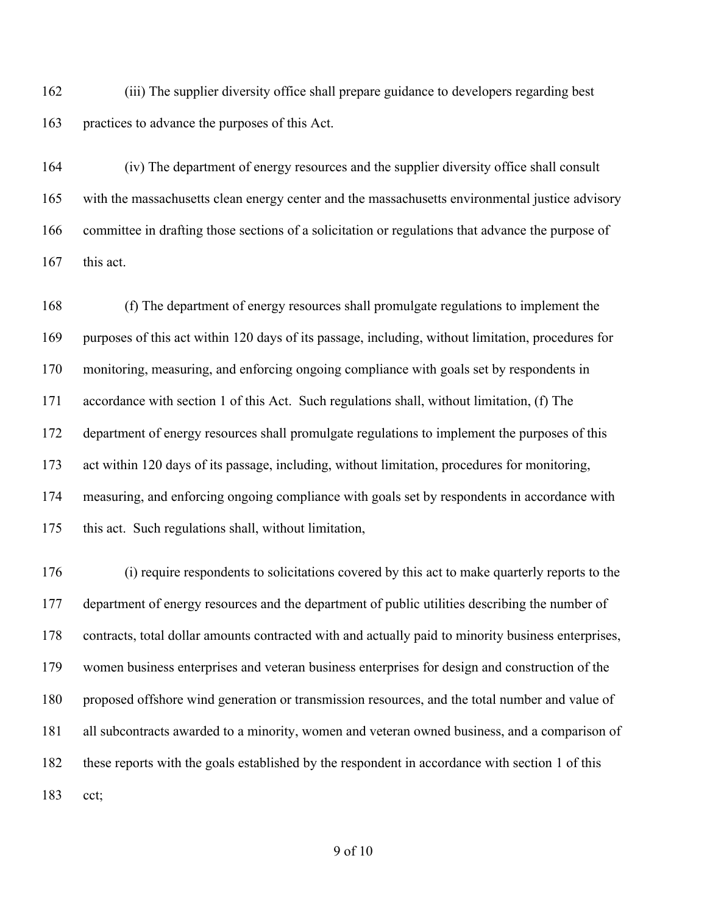(iii) The supplier diversity office shall prepare guidance to developers regarding best practices to advance the purposes of this Act.

(iv) The department of energy resources and the supplier diversity office shall consult with the massachusetts clean energy center and the massachusetts environmental justice advisory committee in drafting those sections of a solicitation or regulations that advance the purpose of this act.

(f) The department of energy resources shall promulgate regulations to implement the purposes of this act within 120 days of its passage, including, without limitation, procedures for monitoring, measuring, and enforcing ongoing compliance with goals set by respondents in accordance with section 1 of this Act. Such regulations shall, without limitation, (f) The department of energy resources shall promulgate regulations to implement the purposes of this act within 120 days of its passage, including, without limitation, procedures for monitoring, measuring, and enforcing ongoing compliance with goals set by respondents in accordance with this act. Such regulations shall, without limitation,

(i) require respondents to solicitations covered by this act to make quarterly reports to the department of energy resources and the department of public utilities describing the number of contracts, total dollar amounts contracted with and actually paid to minority business enterprises, women business enterprises and veteran business enterprises for design and construction of the proposed offshore wind generation or transmission resources, and the total number and value of all subcontracts awarded to a minority, women and veteran owned business, and a comparison of these reports with the goals established by the respondent in accordance with section 1 of this cct;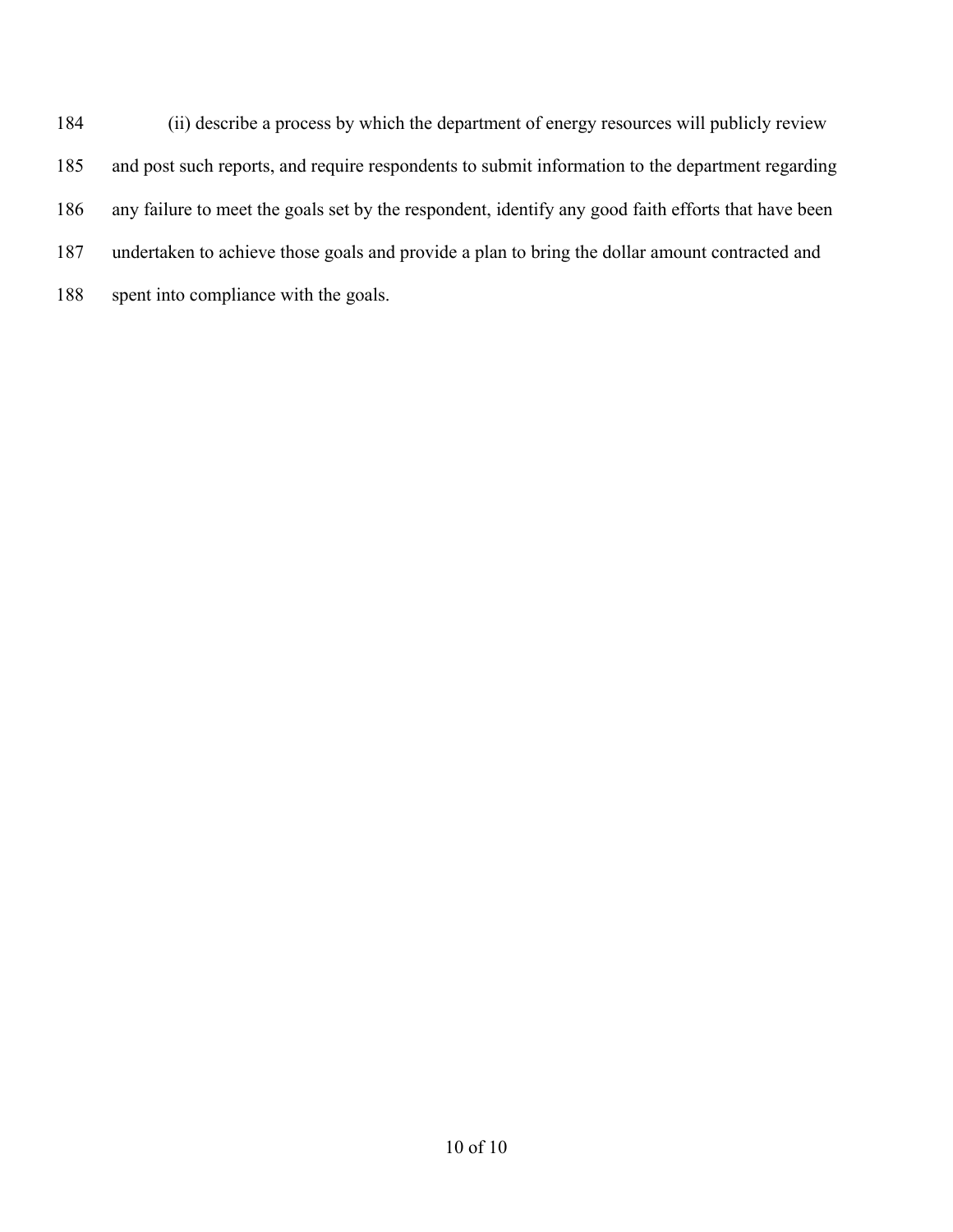(ii) describe a process by which the department of energy resources will publicly review and post such reports, and require respondents to submit information to the department regarding any failure to meet the goals set by the respondent, identify any good faith efforts that have been undertaken to achieve those goals and provide a plan to bring the dollar amount contracted and spent into compliance with the goals.